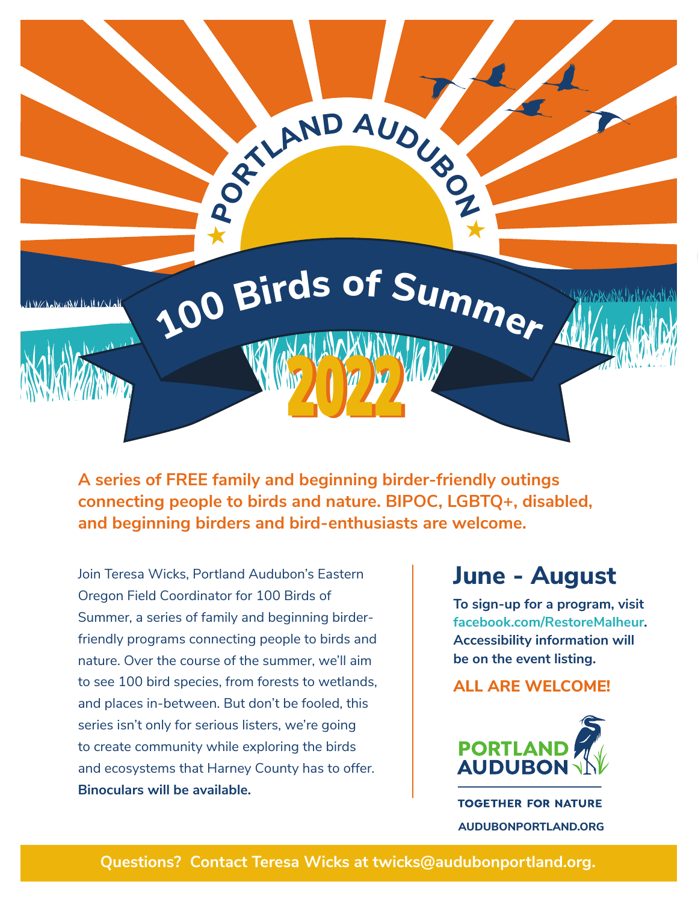# PORTLAND AUDUBON

# 100 Birds of Summer 2022

**A series of FREE family and beginning birder-friendly outings connecting people to birds and nature. BIPOC, LGBTQ+, disabled, and beginning birders and bird-enthusiasts are welcome.**

Join Teresa Wicks, Portland Audubon's Eastern Oregon Field Coordinator for 100 Birds of Summer, a series of family and beginning birder-friendly programs connecting people to birds and nature. Over the course of the summer, we'll aim to see 100 bird species, from forests to wetlands, and places in-between. But don't be fooled, this series isn't only for serious listers, we're going to create community while exploring the birds and ecosystems that Harney County has to offer. **Binoculars will be available.**

## June - August

**To sign-up for a program, visit facebook.com/RestoreMalheur. Accessibility information will be on the event listing.**

**ALL ARE WELCOME!**

PORTLAND AUDUBON

TOGETHER FOR NATURE

AUDUBONPORTLAND.ORG

**Questions? Contact Teresa Wicks at twicks@audubonportland.org.**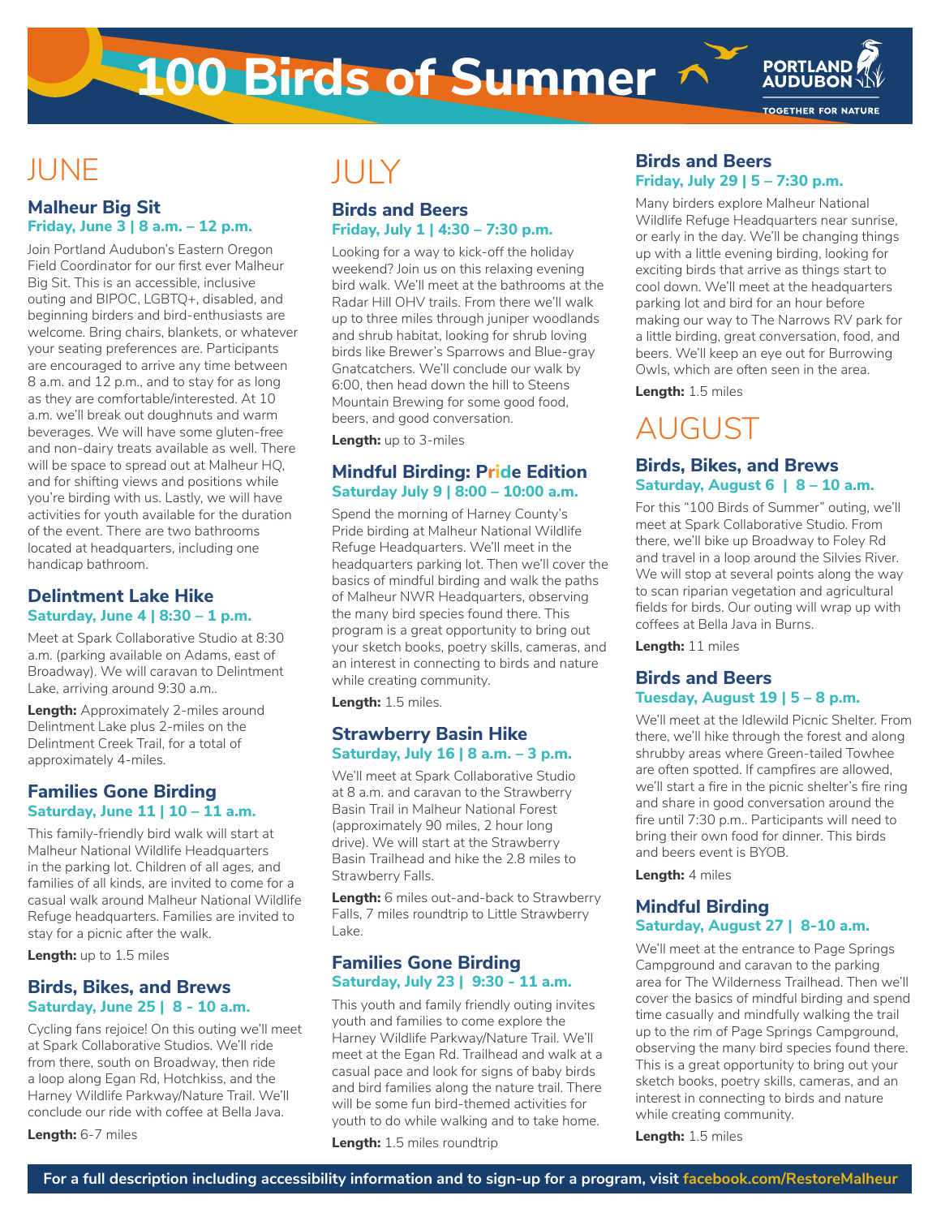# 100 Birds of Summer

PORTLAND AUDUBON
TOGETHER FOR NATURE

## JUNE

### Malheur Big Sit
**Friday, June 3 | 8 a.m. – 12 p.m.**

Join Portland Audubon's Eastern Oregon Field Coordinator for our first ever Malheur Big Sit. This is an accessible, inclusive outing and BIPOC, LGBTQ+, disabled, and beginning birders and bird-enthusiasts are welcome. Bring chairs, blankets, or whatever your seating preferences are. Participants are encouraged to arrive any time between 8 a.m. and 12 p.m., and to stay for as long as they are comfortable/interested. At 10 a.m. we'll break out doughnuts and warm beverages. We will have some gluten-free and non-dairy treats available as well. There will be space to spread out at Malheur HQ, and for shifting views and positions while you're birding with us. Lastly, we will have activities for youth available for the duration of the event. There are two bathrooms located at headquarters, including one handicap bathroom.

### Delintment Lake Hike
**Saturday, June 4 | 8:30 – 1 p.m.**

Meet at Spark Collaborative Studio at 8:30 a.m. (parking available on Adams, east of Broadway). We will caravan to Delintment Lake, arriving around 9:30 a.m..

**Length:** Approximately 2-miles around Delintment Lake plus 2-miles on the Delintment Creek Trail, for a total of approximately 4-miles.

### Families Gone Birding
**Saturday, June 11 | 10 – 11 a.m.**

This family-friendly bird walk will start at Malheur National Wildlife Headquarters in the parking lot. Children of all ages, and families of all kinds, are invited to come for a casual walk around Malheur National Wildlife Refuge headquarters. Families are invited to stay for a picnic after the walk.

**Length:** up to 1.5 miles

### Birds, Bikes, and Brews
**Saturday, June 25 | 8 - 10 a.m.**

Cycling fans rejoice! On this outing we'll meet at Spark Collaborative Studios. We'll ride from there, south on Broadway, then ride a loop along Egan Rd, Hotchkiss, and the Harney Wildlife Parkway/Nature Trail. We'll conclude our ride with coffee at Bella Java.

**Length:** 6-7 miles

## JULY

### Birds and Beers
**Friday, July 1 | 4:30 – 7:30 p.m.**

Looking for a way to kick-off the holiday weekend? Join us on this relaxing evening bird walk. We'll meet at the bathrooms at the Radar Hill OHV trails. From there we'll walk up to three miles through juniper woodlands and shrub habitat, looking for shrub loving birds like Brewer's Sparrows and Blue-gray Gnatcatchers. We'll conclude our walk by 6:00, then head down the hill to Steens Mountain Brewing for some good food, beers, and good conversation.

**Length:** up to 3-miles

### Mindful Birding: Pride Edition
**Saturday July 9 | 8:00 – 10:00 a.m.**

Spend the morning of Harney County's Pride birding at Malheur National Wildlife Refuge Headquarters. We'll meet in the headquarters parking lot. Then we'll cover the basics of mindful birding and walk the paths of Malheur NWR Headquarters, observing the many bird species found there. This program is a great opportunity to bring out your sketch books, poetry skills, cameras, and an interest in connecting to birds and nature while creating community.

**Length:** 1.5 miles.

### Strawberry Basin Hike
**Saturday, July 16 | 8 a.m. – 3 p.m.**

We'll meet at Spark Collaborative Studio at 8 a.m. and caravan to the Strawberry Basin Trail in Malheur National Forest (approximately 90 miles, 2 hour long drive). We will start at the Strawberry Basin Trailhead and hike the 2.8 miles to Strawberry Falls.

**Length:** 6 miles out-and-back to Strawberry Falls, 7 miles roundtrip to Little Strawberry Lake.

### Families Gone Birding
**Saturday, July 23 | 9:30 - 11 a.m.**

This youth and family friendly outing invites youth and families to come explore the Harney Wildlife Parkway/Nature Trail. We'll meet at the Egan Rd. Trailhead and walk at a casual pace and look for signs of baby birds and bird families along the nature trail. There will be some fun bird-themed activities for youth to do while walking and to take home.

**Length:** 1.5 miles roundtrip

### Birds and Beers
**Friday, July 29 | 5 – 7:30 p.m.**

Many birders explore Malheur National Wildlife Refuge Headquarters near sunrise, or early in the day. We'll be changing things up with a little evening birding, looking for exciting birds that arrive as things start to cool down. We'll meet at the headquarters parking lot and bird for an hour before making our way to The Narrows RV park for a little birding, great conversation, food, and beers. We'll keep an eye out for Burrowing Owls, which are often seen in the area.

**Length:** 1.5 miles

## AUGUST

### Birds, Bikes, and Brews
**Saturday, August 6 | 8 – 10 a.m.**

For this "100 Birds of Summer" outing, we'll meet at Spark Collaborative Studio. From there, we'll bike up Broadway to Foley Rd and travel in a loop around the Silvies River. We will stop at several points along the way to scan riparian vegetation and agricultural fields for birds. Our outing will wrap up with coffees at Bella Java in Burns.

**Length:** 11 miles

### Birds and Beers
**Tuesday, August 19 | 5 – 8 p.m.**

We'll meet at the Idlewild Picnic Shelter. From there, we'll hike through the forest and along shrubby areas where Green-tailed Towhee are often spotted. If campfires are allowed, we'll start a fire in the picnic shelter's fire ring and share in good conversation around the fire until 7:30 p.m.. Participants will need to bring their own food for dinner. This birds and beers event is BYOB.

**Length:** 4 miles

### Mindful Birding
**Saturday, August 27 | 8-10 a.m.**

We'll meet at the entrance to Page Springs Campground and caravan to the parking area for The Wilderness Trailhead. Then we'll cover the basics of mindful birding and spend time casually and mindfully walking the trail up to the rim of Page Springs Campground, observing the many bird species found there. This is a great opportunity to bring out your sketch books, poetry skills, cameras, and an interest in connecting to birds and nature while creating community.

**Length:** 1.5 miles

**For a full description including accessibility information and to sign-up for a program, visit facebook.com/RestoreMalheur**